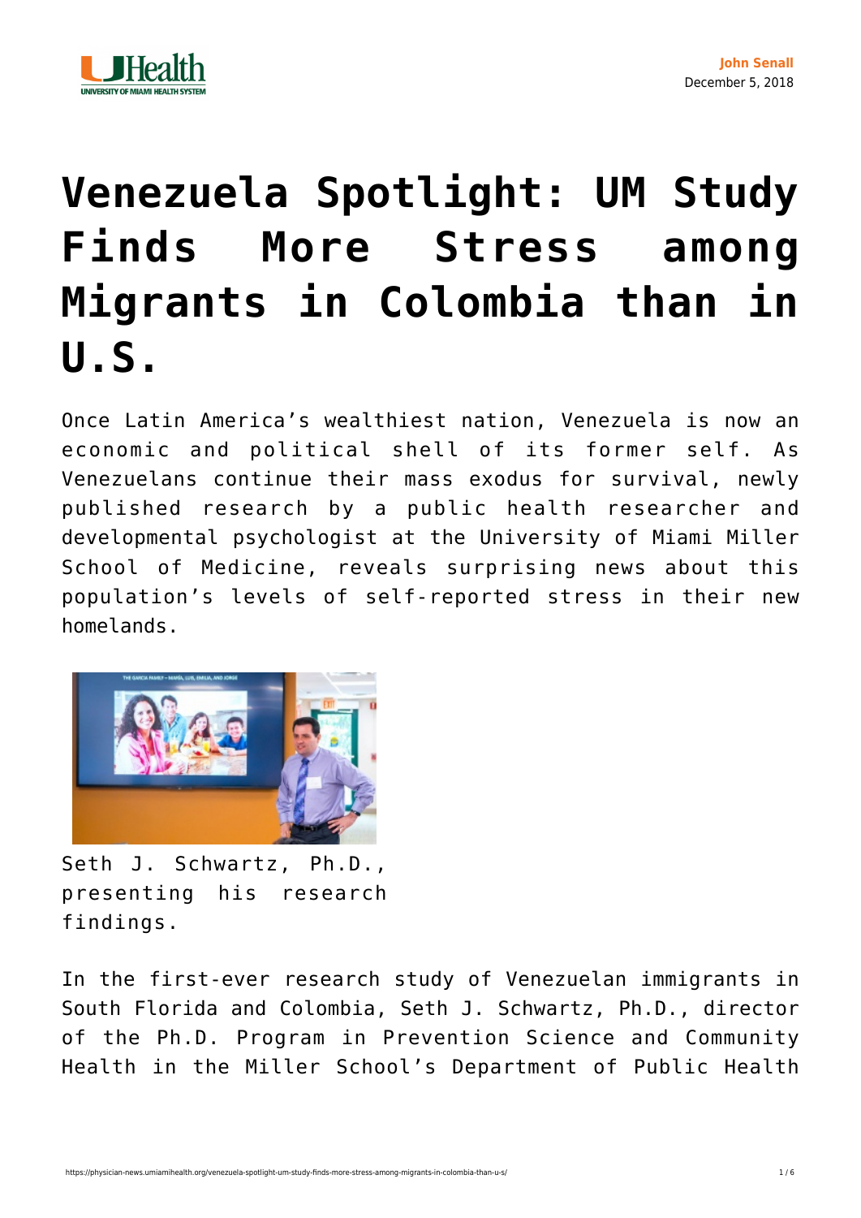John Senall
December 5, 2018

# Venezuela Spotlight: UM Study Finds More Stress among Migrants in Colombia than in U.S.

Once Latin America's wealthiest nation, Venezuela is now an economic and political shell of its former self. As Venezuelans continue their mass exodus for survival, newly published research by a public health researcher and developmental psychologist at the University of Miami Miller School of Medicine, reveals surprising news about this population's levels of self-reported stress in their new homelands.

Seth J. Schwartz, Ph.D., presenting his research findings.

In the first-ever research study of Venezuelan immigrants in South Florida and Colombia, Seth J. Schwartz, Ph.D., director of the Ph.D. Program in Prevention Science and Community Health in the Miller School's Department of Public Health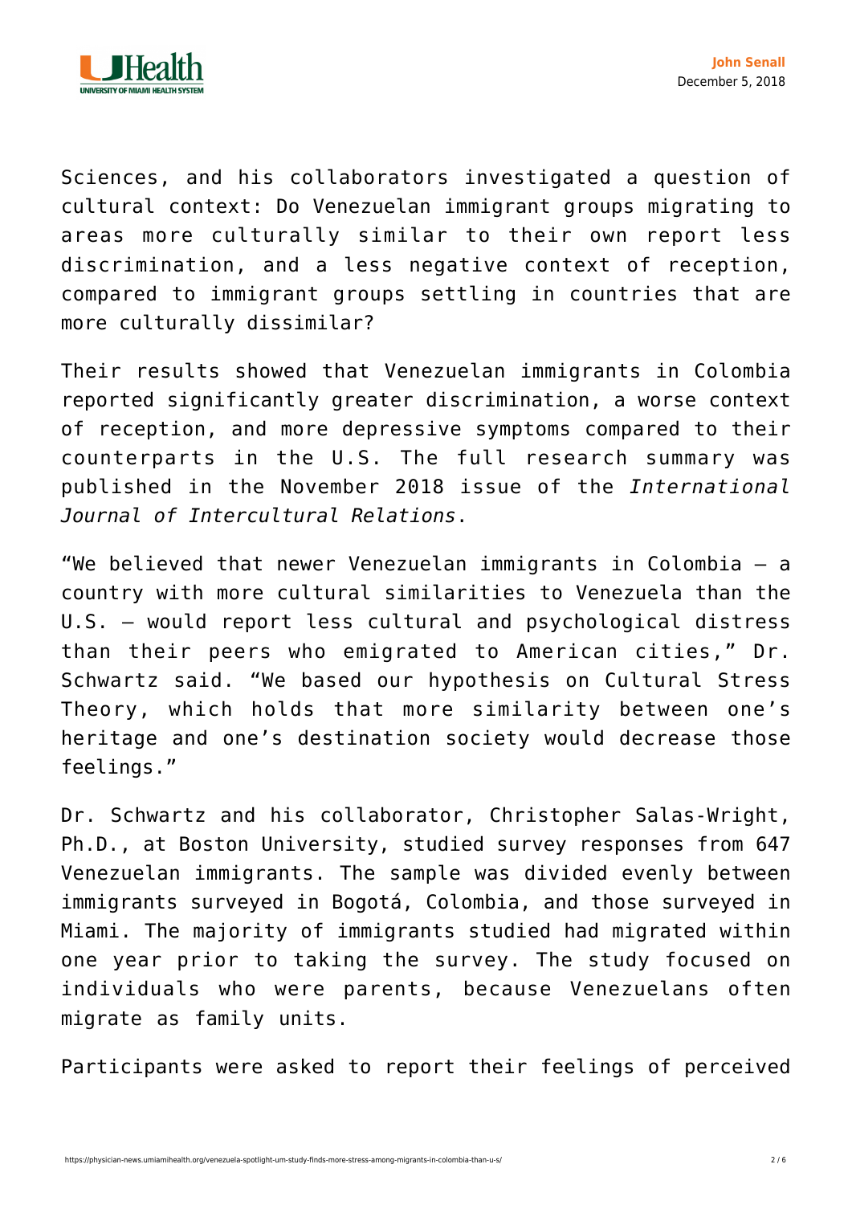Sciences, and his collaborators investigated a question of cultural context: Do Venezuelan immigrant groups migrating to areas more culturally similar to their own report less discrimination, and a less negative context of reception, compared to immigrant groups settling in countries that are more culturally dissimilar?

Their results showed that Venezuelan immigrants in Colombia reported significantly greater discrimination, a worse context of reception, and more depressive symptoms compared to their counterparts in the U.S. The full research summary was published in the November 2018 issue of the *International Journal of Intercultural Relations*.

"We believed that newer Venezuelan immigrants in Colombia – a country with more cultural similarities to Venezuela than the U.S. – would report less cultural and psychological distress than their peers who emigrated to American cities," Dr. Schwartz said. "We based our hypothesis on Cultural Stress Theory, which holds that more similarity between one's heritage and one's destination society would decrease those feelings."

Dr. Schwartz and his collaborator, Christopher Salas-Wright, Ph.D., at Boston University, studied survey responses from 647 Venezuelan immigrants. The sample was divided evenly between immigrants surveyed in Bogotá, Colombia, and those surveyed in Miami. The majority of immigrants studied had migrated within one year prior to taking the survey. The study focused on individuals who were parents, because Venezuelans often migrate as family units.

Participants were asked to report their feelings of perceived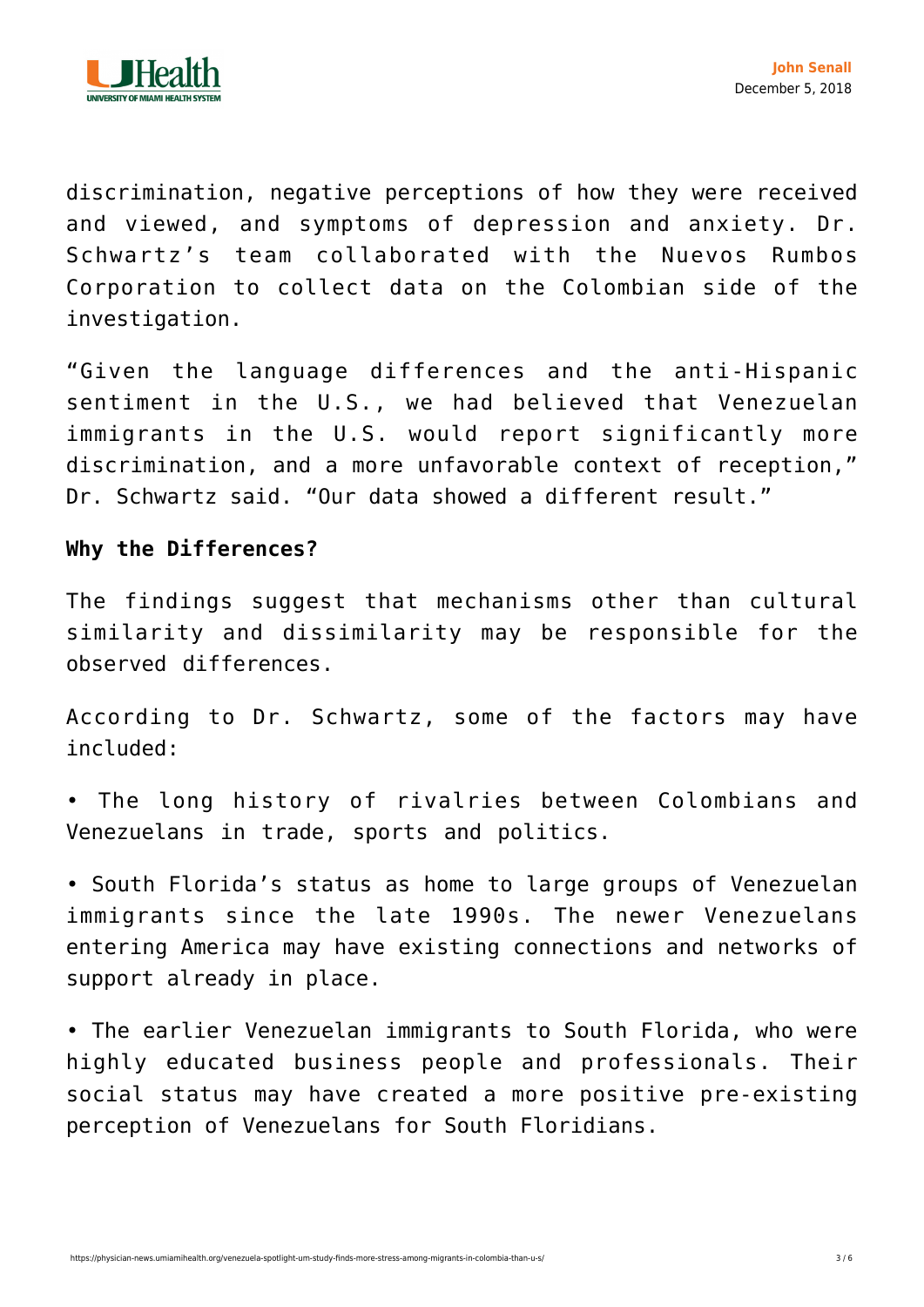discrimination, negative perceptions of how they were received and viewed, and symptoms of depression and anxiety. Dr. Schwartz's team collaborated with the Nuevos Rumbos Corporation to collect data on the Colombian side of the investigation.

"Given the language differences and the anti-Hispanic sentiment in the U.S., we had believed that Venezuelan immigrants in the U.S. would report significantly more discrimination, and a more unfavorable context of reception," Dr. Schwartz said. "Our data showed a different result."

**Why the Differences?**

The findings suggest that mechanisms other than cultural similarity and dissimilarity may be responsible for the observed differences.

According to Dr. Schwartz, some of the factors may have included:

- The long history of rivalries between Colombians and Venezuelans in trade, sports and politics.
- South Florida's status as home to large groups of Venezuelan immigrants since the late 1990s. The newer Venezuelans entering America may have existing connections and networks of support already in place.
- The earlier Venezuelan immigrants to South Florida, who were highly educated business people and professionals. Their social status may have created a more positive pre-existing perception of Venezuelans for South Floridians.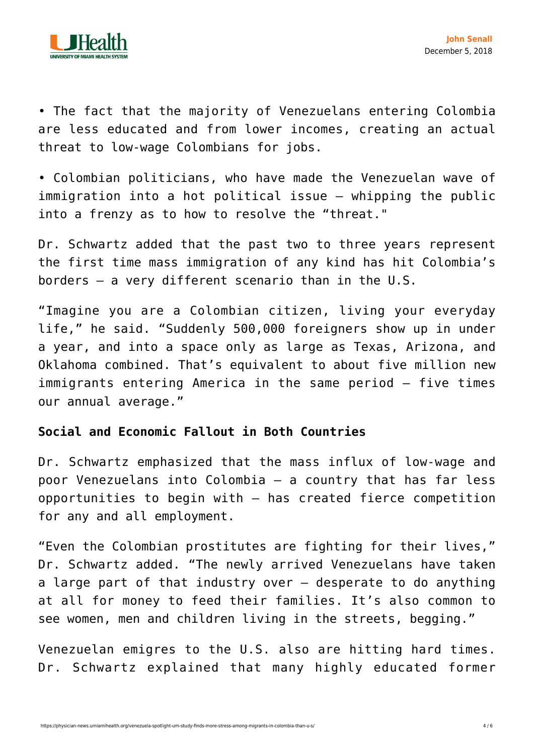• The fact that the majority of Venezuelans entering Colombia are less educated and from lower incomes, creating an actual threat to low-wage Colombians for jobs.

• Colombian politicians, who have made the Venezuelan wave of immigration into a hot political issue – whipping the public into a frenzy as to how to resolve the "threat."

Dr. Schwartz added that the past two to three years represent the first time mass immigration of any kind has hit Colombia's borders – a very different scenario than in the U.S.

"Imagine you are a Colombian citizen, living your everyday life," he said. "Suddenly 500,000 foreigners show up in under a year, and into a space only as large as Texas, Arizona, and Oklahoma combined. That's equivalent to about five million new immigrants entering America in the same period – five times our annual average."

**Social and Economic Fallout in Both Countries**

Dr. Schwartz emphasized that the mass influx of low-wage and poor Venezuelans into Colombia – a country that has far less opportunities to begin with – has created fierce competition for any and all employment.

"Even the Colombian prostitutes are fighting for their lives," Dr. Schwartz added. "The newly arrived Venezuelans have taken a large part of that industry over – desperate to do anything at all for money to feed their families. It's also common to see women, men and children living in the streets, begging."

Venezuelan emigres to the U.S. also are hitting hard times. Dr. Schwartz explained that many highly educated former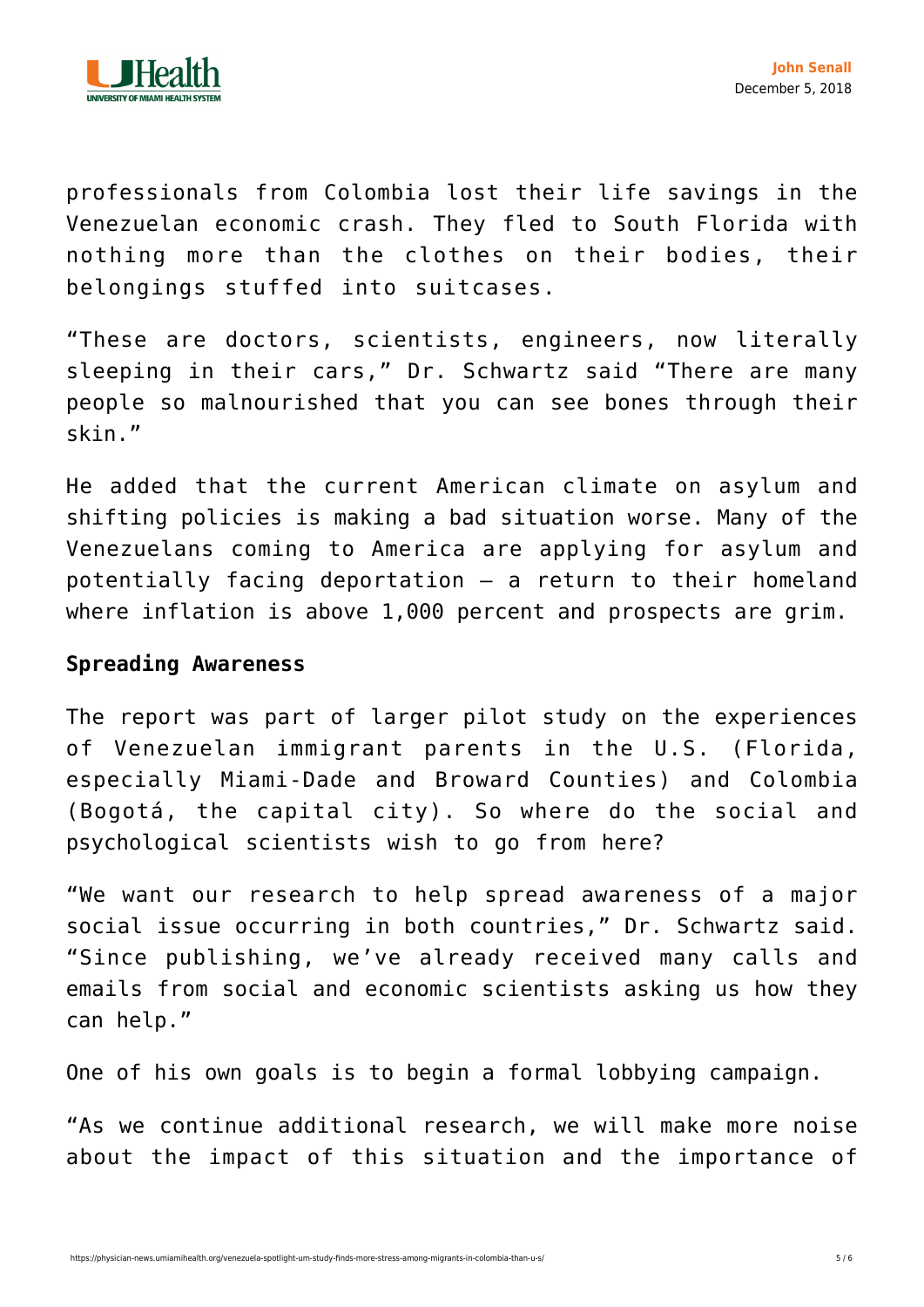professionals from Colombia lost their life savings in the Venezuelan economic crash. They fled to South Florida with nothing more than the clothes on their bodies, their belongings stuffed into suitcases.

“These are doctors, scientists, engineers, now literally sleeping in their cars,” Dr. Schwartz said “There are many people so malnourished that you can see bones through their skin.”

He added that the current American climate on asylum and shifting policies is making a bad situation worse. Many of the Venezuelans coming to America are applying for asylum and potentially facing deportation – a return to their homeland where inflation is above 1,000 percent and prospects are grim.

**Spreading Awareness**

The report was part of larger pilot study on the experiences of Venezuelan immigrant parents in the U.S. (Florida, especially Miami-Dade and Broward Counties) and Colombia (Bogotá, the capital city). So where do the social and psychological scientists wish to go from here?

“We want our research to help spread awareness of a major social issue occurring in both countries,” Dr. Schwartz said. “Since publishing, we’ve already received many calls and emails from social and economic scientists asking us how they can help.”

One of his own goals is to begin a formal lobbying campaign.

“As we continue additional research, we will make more noise about the impact of this situation and the importance of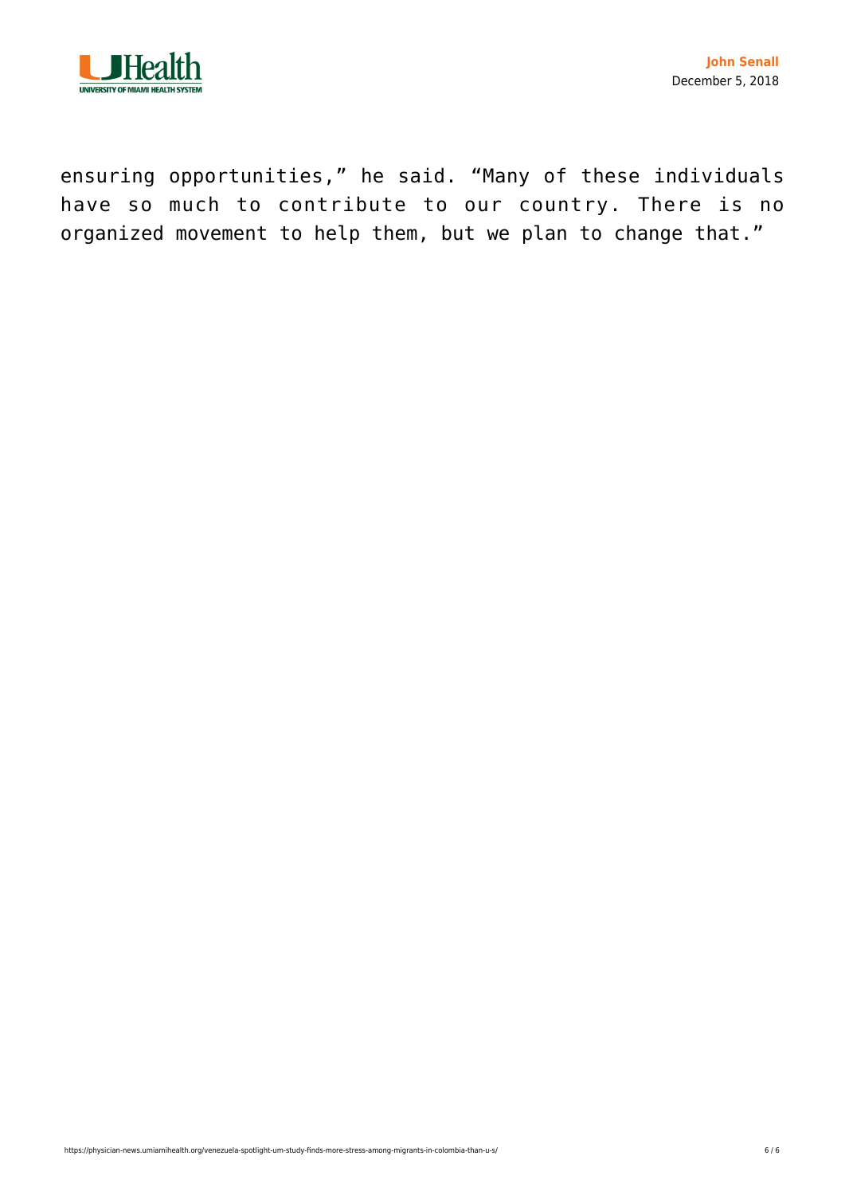ensuring opportunities," he said. "Many of these individuals have so much to contribute to our country. There is no organized movement to help them, but we plan to change that."